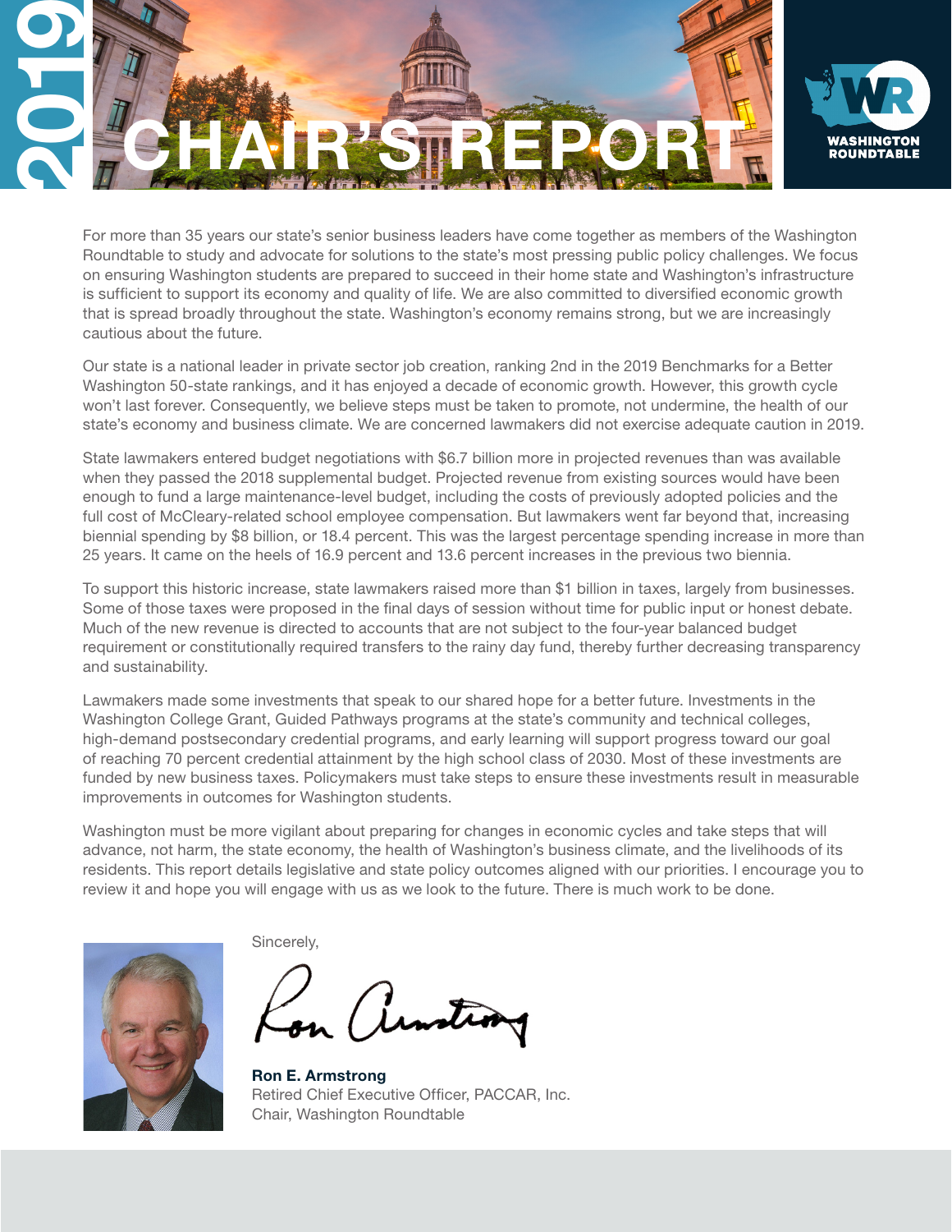# 2019 CHAIR'S REPORT

WASHINGTON ROUNDTABLE

For more than 35 years our state's senior business leaders have come together as members of the Washington Roundtable to study and advocate for solutions to the state's most pressing public policy challenges. We focus on ensuring Washington students are prepared to succeed in their home state and Washington's infrastructure is sufficient to support its economy and quality of life. We are also committed to diversified economic growth that is spread broadly throughout the state. Washington's economy remains strong, but we are increasingly cautious about the future.

Our state is a national leader in private sector job creation, ranking 2nd in the 2019 Benchmarks for a Better Washington 50-state rankings, and it has enjoyed a decade of economic growth. However, this growth cycle won't last forever. Consequently, we believe steps must be taken to promote, not undermine, the health of our state's economy and business climate. We are concerned lawmakers did not exercise adequate caution in 2019.

State lawmakers entered budget negotiations with $6.7 billion more in projected revenues than was available when they passed the 2018 supplemental budget. Projected revenue from existing sources would have been enough to fund a large maintenance-level budget, including the costs of previously adopted policies and the full cost of McCleary-related school employee compensation. But lawmakers went far beyond that, increasing biennial spending by $8 billion, or 18.4 percent. This was the largest percentage spending increase in more than 25 years. It came on the heels of 16.9 percent and 13.6 percent increases in the previous two biennia.

To support this historic increase, state lawmakers raised more than $1 billion in taxes, largely from businesses. Some of those taxes were proposed in the final days of session without time for public input or honest debate. Much of the new revenue is directed to accounts that are not subject to the four-year balanced budget requirement or constitutionally required transfers to the rainy day fund, thereby further decreasing transparency and sustainability.

Lawmakers made some investments that speak to our shared hope for a better future. Investments in the Washington College Grant, Guided Pathways programs at the state's community and technical colleges, high-demand postsecondary credential programs, and early learning will support progress toward our goal of reaching 70 percent credential attainment by the high school class of 2030. Most of these investments are funded by new business taxes. Policymakers must take steps to ensure these investments result in measurable improvements in outcomes for Washington students.

Washington must be more vigilant about preparing for changes in economic cycles and take steps that will advance, not harm, the state economy, the health of Washington's business climate, and the livelihoods of its residents. This report details legislative and state policy outcomes aligned with our priorities. I encourage you to review it and hope you will engage with us as we look to the future. There is much work to be done.

Sincerely,

Ron Armstrong

**Ron E. Armstrong**
Retired Chief Executive Officer, PACCAR, Inc.
Chair, Washington Roundtable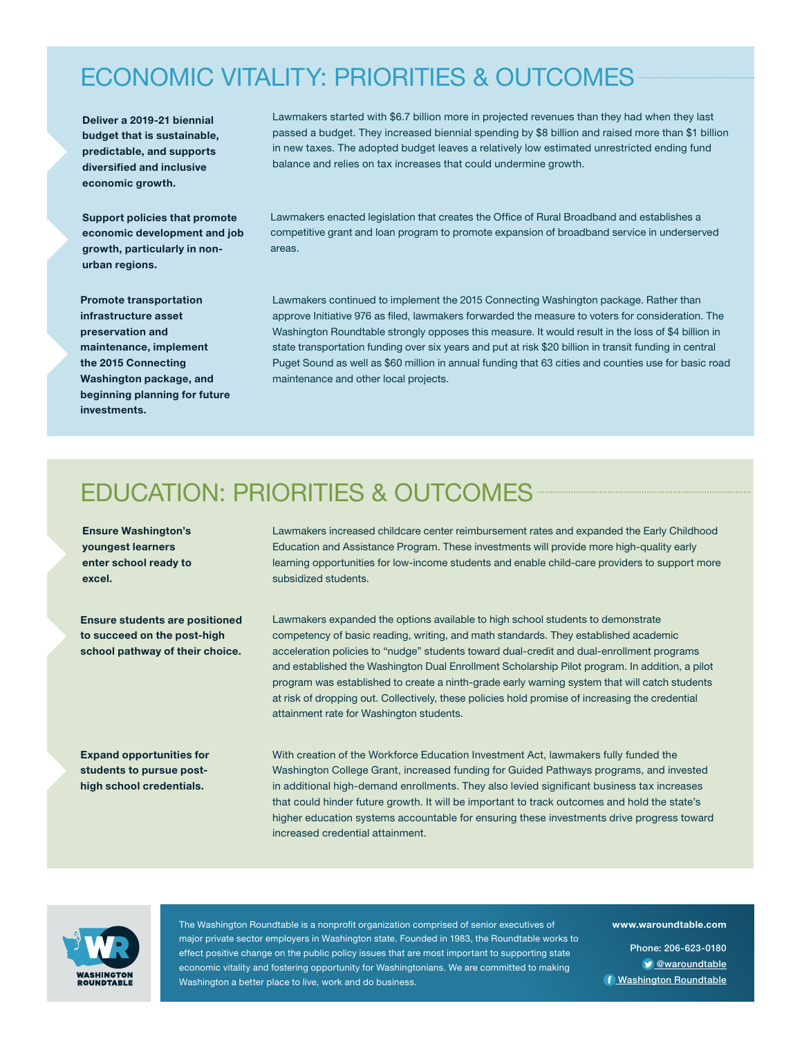## ECONOMIC VITALITY: PRIORITIES & OUTCOMES

**Deliver a 2019-21 biennial budget that is sustainable, predictable, and supports diversified and inclusive economic growth.**

Lawmakers started with $6.7 billion more in projected revenues than they had when they last passed a budget. They increased biennial spending by $8 billion and raised more than $1 billion in new taxes. The adopted budget leaves a relatively low estimated unrestricted ending fund balance and relies on tax increases that could undermine growth.

**Support policies that promote economic development and job growth, particularly in non-urban regions.**

Lawmakers enacted legislation that creates the Office of Rural Broadband and establishes a competitive grant and loan program to promote expansion of broadband service in underserved areas.

**Promote transportation infrastructure asset preservation and maintenance, implement the 2015 Connecting Washington package, and beginning planning for future investments.**

Lawmakers continued to implement the 2015 Connecting Washington package. Rather than approve Initiative 976 as filed, lawmakers forwarded the measure to voters for consideration. The Washington Roundtable strongly opposes this measure. It would result in the loss of $4 billion in state transportation funding over six years and put at risk $20 billion in transit funding in central Puget Sound as well as $60 million in annual funding that 63 cities and counties use for basic road maintenance and other local projects.

## EDUCATION: PRIORITIES & OUTCOMES

**Ensure Washington's youngest learners enter school ready to excel.**

Lawmakers increased childcare center reimbursement rates and expanded the Early Childhood Education and Assistance Program. These investments will provide more high-quality early learning opportunities for low-income students and enable child-care providers to support more subsidized students.

**Ensure students are positioned to succeed on the post-high school pathway of their choice.**

Lawmakers expanded the options available to high school students to demonstrate competency of basic reading, writing, and math standards. They established academic acceleration policies to "nudge" students toward dual-credit and dual-enrollment programs and established the Washington Dual Enrollment Scholarship Pilot program. In addition, a pilot program was established to create a ninth-grade early warning system that will catch students at risk of dropping out. Collectively, these policies hold promise of increasing the credential attainment rate for Washington students.

**Expand opportunities for students to pursue post-high school credentials.**

With creation of the Workforce Education Investment Act, lawmakers fully funded the Washington College Grant, increased funding for Guided Pathways programs, and invested in additional high-demand enrollments. They also levied significant business tax increases that could hinder future growth. It will be important to track outcomes and hold the state's higher education systems accountable for ensuring these investments drive progress toward increased credential attainment.

WASHINGTON ROUNDTABLE

The Washington Roundtable is a nonprofit organization comprised of senior executives of major private sector employers in Washington state. Founded in 1983, the Roundtable works to effect positive change on the public policy issues that are most important to supporting state economic vitality and fostering opportunity for Washingtonians. We are committed to making Washington a better place to live, work and do business.

**www.waroundtable.com**

Phone: 206-623-0180

@waroundtable

Washington Roundtable